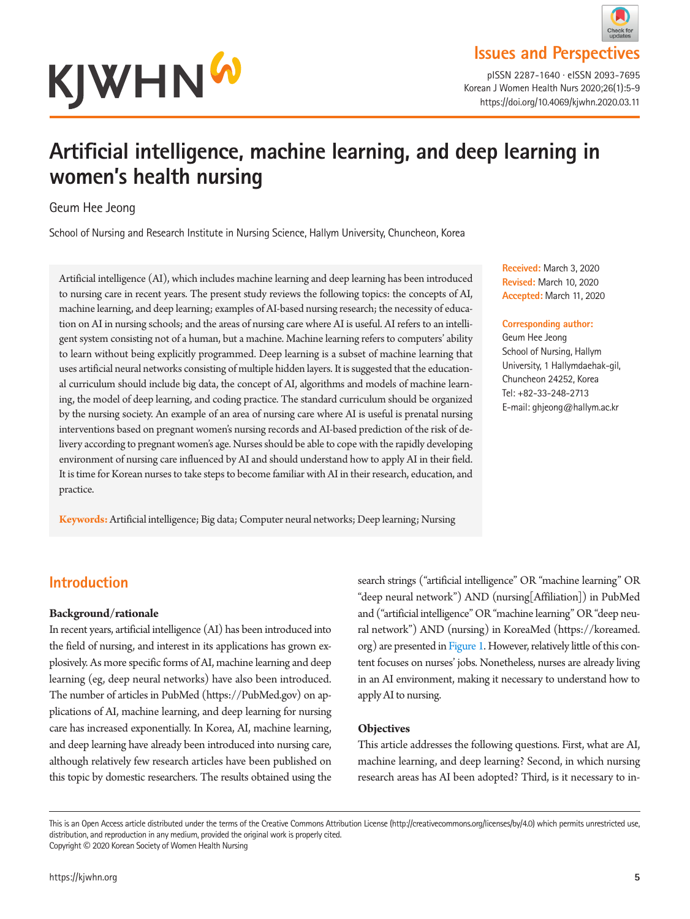Issues and Perspectives

# Artificial intelligence, machine learning, and deep learning in women's health nursing

Geum Hee Jeong

School of Nursing and Research Institute in Nursing Science, Hallym University, Chuncheon, Korea

Artificial intelligence (AI), which includes machine learning and deep learning has been introduced to nursing care in recent years. The present study reviews the following topics: the concepts of AI, machine learning, and deep learning; examples of AI-based nursing research; the necessity of education on AI in nursing schools; and the areas of nursing care where AI is useful. AI refers to an intelligent system consisting not of a human, but a machine. Machine learning refers to computers' ability to learn without being explicitly programmed. Deep learning is a subset of machine learning that uses artificial neural networks consisting of multiple hidden layers. It is suggested that the educational curriculum should include big data, the concept of AI, algorithms and models of machine learning, the model of deep learning, and coding practice. The standard curriculum should be organized by the nursing society. An example of an area of nursing care where AI is useful is prenatal nursing interventions based on pregnant women's nursing records and AI-based prediction of the risk of delivery according to pregnant women's age. Nurses should be able to cope with the rapidly developing environment of nursing care influenced by AI and should understand how to apply AI in their field. It is time for Korean nurses to take steps to become familiar with AI in their research, education, and practice.

**Keywords:** Artificial intelligence; Big data; Computer neural networks; Deep learning; Nursing

**Received:** March 3, 2020
**Revised:** March 10, 2020
**Accepted:** March 11, 2020

**Corresponding author:**
Geum Hee Jeong
School of Nursing, Hallym University, 1 Hallymdaehak-gil, Chuncheon 24252, Korea
Tel: +82-33-248-2713
E-mail: ghjeong@hallym.ac.kr

## Introduction

### Background/rationale

In recent years, artificial intelligence (AI) has been introduced into the field of nursing, and interest in its applications has grown explosively. As more specific forms of AI, machine learning and deep learning (eg, deep neural networks) have also been introduced. The number of articles in PubMed (https://PubMed.gov) on applications of AI, machine learning, and deep learning for nursing care has increased exponentially. In Korea, AI, machine learning, and deep learning have already been introduced into nursing care, although relatively few research articles have been published on this topic by domestic researchers. The results obtained using the search strings ("artificial intelligence" OR "machine learning" OR "deep neural network") AND (nursing[Affiliation]) in PubMed and ("artificial intelligence" OR "machine learning" OR "deep neural network") AND (nursing) in KoreaMed (https://koreamed.org) are presented in Figure 1. However, relatively little of this content focuses on nurses' jobs. Nonetheless, nurses are already living in an AI environment, making it necessary to understand how to apply AI to nursing.

### Objectives

This article addresses the following questions. First, what are AI, machine learning, and deep learning? Second, in which nursing research areas has AI been adopted? Third, is it necessary to in-

This is an Open Access article distributed under the terms of the Creative Commons Attribution License (http://creativecommons.org/licenses/by/4.0) which permits unrestricted use, distribution, and reproduction in any medium, provided the original work is properly cited.
Copyright © 2020 Korean Society of Women Health Nursing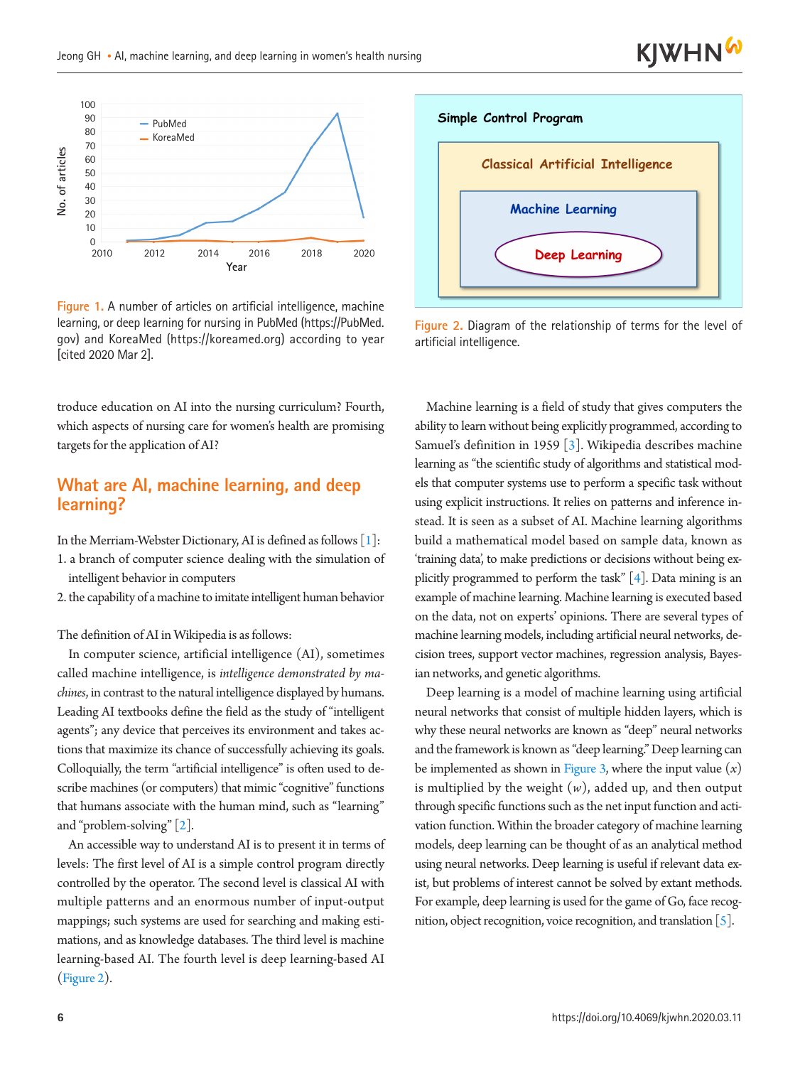Figure 1. A number of articles on artificial intelligence, machine learning, or deep learning for nursing in PubMed (https://PubMed.gov) and KoreaMed (https://koreamed.org) according to year [cited 2020 Mar 2].

Figure 2. Diagram of the relationship of terms for the level of artificial intelligence.

troduce education on AI into the nursing curriculum? Fourth, which aspects of nursing care for women's health are promising targets for the application of AI?

## What are AI, machine learning, and deep learning?

In the Merriam-Webster Dictionary, AI is defined as follows [1]:

1. a branch of computer science dealing with the simulation of intelligent behavior in computers
2. the capability of a machine to imitate intelligent human behavior

The definition of AI in Wikipedia is as follows:

In computer science, artificial intelligence (AI), sometimes called machine intelligence, is *intelligence demonstrated by machines*, in contrast to the natural intelligence displayed by humans. Leading AI textbooks define the field as the study of "intelligent agents"; any device that perceives its environment and takes actions that maximize its chance of successfully achieving its goals. Colloquially, the term "artificial intelligence" is often used to describe machines (or computers) that mimic "cognitive" functions that humans associate with the human mind, such as "learning" and "problem-solving" [2].

An accessible way to understand AI is to present it in terms of levels: The first level of AI is a simple control program directly controlled by the operator. The second level is classical AI with multiple patterns and an enormous number of input-output mappings; such systems are used for searching and making estimations, and as knowledge databases. The third level is machine learning-based AI. The fourth level is deep learning-based AI (Figure 2).

Machine learning is a field of study that gives computers the ability to learn without being explicitly programmed, according to Samuel's definition in 1959 [3]. Wikipedia describes machine learning as "the scientific study of algorithms and statistical models that computer systems use to perform a specific task without using explicit instructions. It relies on patterns and inference instead. It is seen as a subset of AI. Machine learning algorithms build a mathematical model based on sample data, known as 'training data', to make predictions or decisions without being explicitly programmed to perform the task" [4]. Data mining is an example of machine learning. Machine learning is executed based on the data, not on experts' opinions. There are several types of machine learning models, including artificial neural networks, decision trees, support vector machines, regression analysis, Bayesian networks, and genetic algorithms.

Deep learning is a model of machine learning using artificial neural networks that consist of multiple hidden layers, which is why these neural networks are known as "deep" neural networks and the framework is known as "deep learning." Deep learning can be implemented as shown in Figure 3, where the input value ($x$) is multiplied by the weight ($w$), added up, and then output through specific functions such as the net input function and activation function. Within the broader category of machine learning models, deep learning can be thought of as an analytical method using neural networks. Deep learning is useful if relevant data exist, but problems of interest cannot be solved by extant methods. For example, deep learning is used for the game of Go, face recognition, object recognition, voice recognition, and translation [5].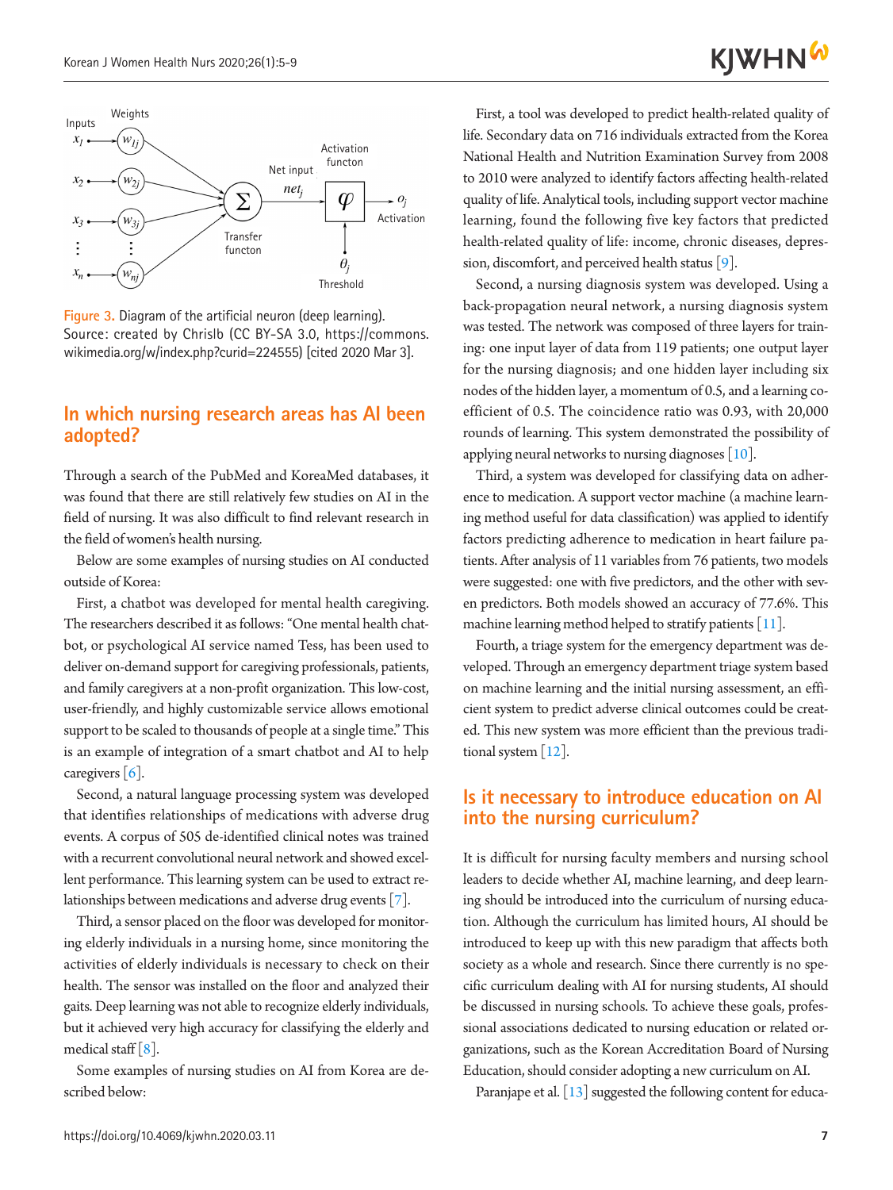Figure 3. Diagram of the artificial neuron (deep learning). Source: created by Chrislb (CC BY-SA 3.0, https://commons.wikimedia.org/w/index.php?curid=224555) [cited 2020 Mar 3].

## In which nursing research areas has AI been adopted?

Through a search of the PubMed and KoreaMed databases, it was found that there are still relatively few studies on AI in the field of nursing. It was also difficult to find relevant research in the field of women's health nursing.

Below are some examples of nursing studies on AI conducted outside of Korea:

First, a chatbot was developed for mental health caregiving. The researchers described it as follows: "One mental health chatbot, or psychological AI service named Tess, has been used to deliver on-demand support for caregiving professionals, patients, and family caregivers at a non-profit organization. This low-cost, user-friendly, and highly customizable service allows emotional support to be scaled to thousands of people at a single time." This is an example of integration of a smart chatbot and AI to help caregivers [6].

Second, a natural language processing system was developed that identifies relationships of medications with adverse drug events. A corpus of 505 de-identified clinical notes was trained with a recurrent convolutional neural network and showed excellent performance. This learning system can be used to extract relationships between medications and adverse drug events [7].

Third, a sensor placed on the floor was developed for monitoring elderly individuals in a nursing home, since monitoring the activities of elderly individuals is necessary to check on their health. The sensor was installed on the floor and analyzed their gaits. Deep learning was not able to recognize elderly individuals, but it achieved very high accuracy for classifying the elderly and medical staff [8].

Some examples of nursing studies on AI from Korea are described below:

First, a tool was developed to predict health-related quality of life. Secondary data on 716 individuals extracted from the Korea National Health and Nutrition Examination Survey from 2008 to 2010 were analyzed to identify factors affecting health-related quality of life. Analytical tools, including support vector machine learning, found the following five key factors that predicted health-related quality of life: income, chronic diseases, depression, discomfort, and perceived health status [9].

Second, a nursing diagnosis system was developed. Using a back-propagation neural network, a nursing diagnosis system was tested. The network was composed of three layers for training: one input layer of data from 119 patients; one output layer for the nursing diagnosis; and one hidden layer including six nodes of the hidden layer, a momentum of 0.5, and a learning coefficient of 0.5. The coincidence ratio was 0.93, with 20,000 rounds of learning. This system demonstrated the possibility of applying neural networks to nursing diagnoses [10].

Third, a system was developed for classifying data on adherence to medication. A support vector machine (a machine learning method useful for data classification) was applied to identify factors predicting adherence to medication in heart failure patients. After analysis of 11 variables from 76 patients, two models were suggested: one with five predictors, and the other with seven predictors. Both models showed an accuracy of 77.6%. This machine learning method helped to stratify patients [11].

Fourth, a triage system for the emergency department was developed. Through an emergency department triage system based on machine learning and the initial nursing assessment, an efficient system to predict adverse clinical outcomes could be created. This new system was more efficient than the previous traditional system [12].

## Is it necessary to introduce education on AI into the nursing curriculum?

It is difficult for nursing faculty members and nursing school leaders to decide whether AI, machine learning, and deep learning should be introduced into the curriculum of nursing education. Although the curriculum has limited hours, AI should be introduced to keep up with this new paradigm that affects both society as a whole and research. Since there currently is no specific curriculum dealing with AI for nursing students, AI should be discussed in nursing schools. To achieve these goals, professional associations dedicated to nursing education or related organizations, such as the Korean Accreditation Board of Nursing Education, should consider adopting a new curriculum on AI.

Paranjape et al. [13] suggested the following content for educa-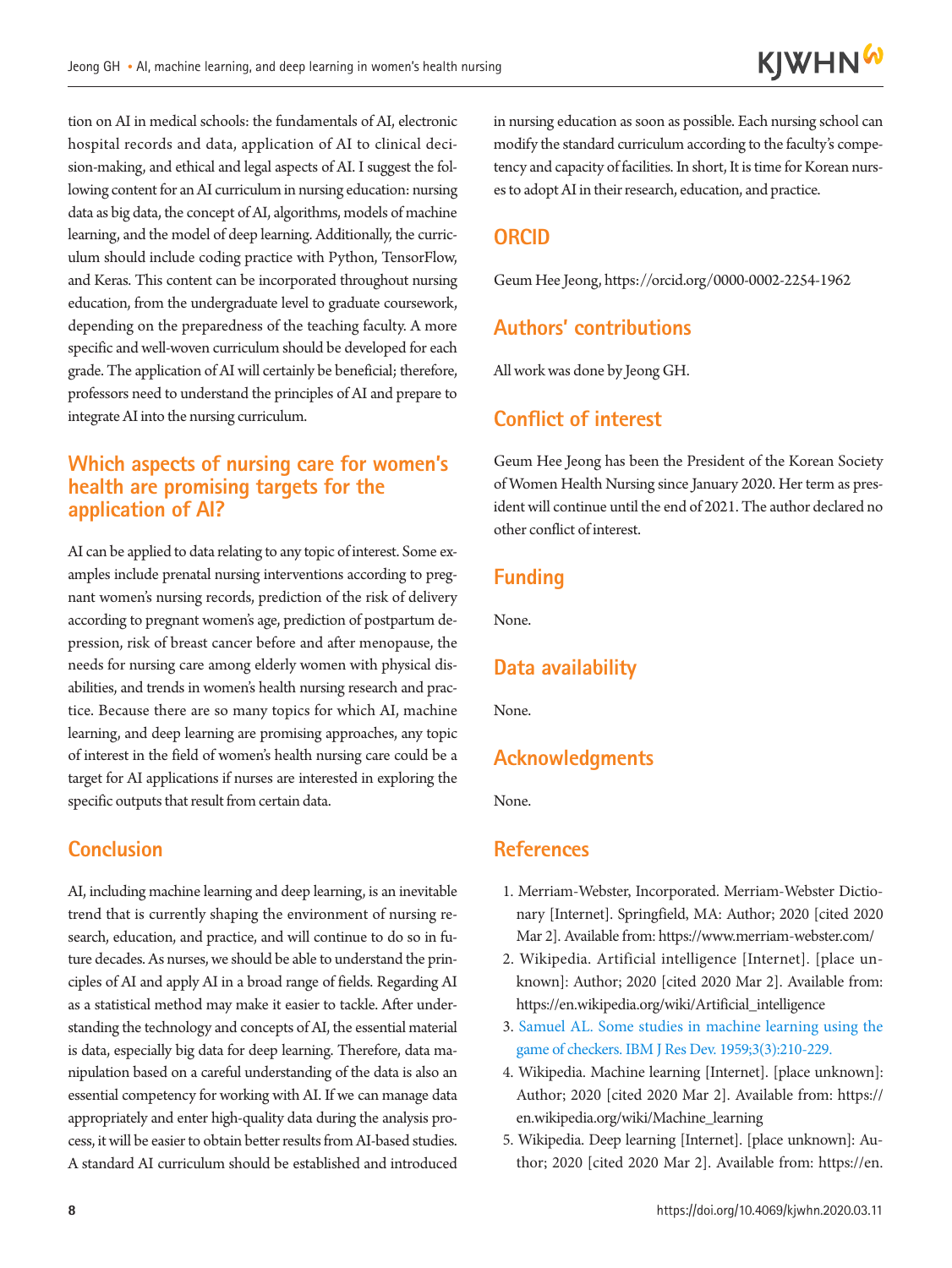tion on AI in medical schools: the fundamentals of AI, electronic hospital records and data, application of AI to clinical decision-making, and ethical and legal aspects of AI. I suggest the following content for an AI curriculum in nursing education: nursing data as big data, the concept of AI, algorithms, models of machine learning, and the model of deep learning. Additionally, the curriculum should include coding practice with Python, TensorFlow, and Keras. This content can be incorporated throughout nursing education, from the undergraduate level to graduate coursework, depending on the preparedness of the teaching faculty. A more specific and well-woven curriculum should be developed for each grade. The application of AI will certainly be beneficial; therefore, professors need to understand the principles of AI and prepare to integrate AI into the nursing curriculum.

## Which aspects of nursing care for women's health are promising targets for the application of AI?

AI can be applied to data relating to any topic of interest. Some examples include prenatal nursing interventions according to pregnant women's nursing records, prediction of the risk of delivery according to pregnant women's age, prediction of postpartum depression, risk of breast cancer before and after menopause, the needs for nursing care among elderly women with physical disabilities, and trends in women's health nursing research and practice. Because there are so many topics for which AI, machine learning, and deep learning are promising approaches, any topic of interest in the field of women's health nursing care could be a target for AI applications if nurses are interested in exploring the specific outputs that result from certain data.

## Conclusion

AI, including machine learning and deep learning, is an inevitable trend that is currently shaping the environment of nursing research, education, and practice, and will continue to do so in future decades. As nurses, we should be able to understand the principles of AI and apply AI in a broad range of fields. Regarding AI as a statistical method may make it easier to tackle. After understanding the technology and concepts of AI, the essential material is data, especially big data for deep learning. Therefore, data manipulation based on a careful understanding of the data is also an essential competency for working with AI. If we can manage data appropriately and enter high-quality data during the analysis process, it will be easier to obtain better results from AI-based studies. A standard AI curriculum should be established and introduced in nursing education as soon as possible. Each nursing school can modify the standard curriculum according to the faculty's competency and capacity of facilities. In short, It is time for Korean nurses to adopt AI in their research, education, and practice.

## ORCID

Geum Hee Jeong, https://orcid.org/0000-0002-2254-1962

## Authors' contributions

All work was done by Jeong GH.

## Conflict of interest

Geum Hee Jeong has been the President of the Korean Society of Women Health Nursing since January 2020. Her term as president will continue until the end of 2021. The author declared no other conflict of interest.

## Funding

None.

## Data availability

None.

## Acknowledgments

None.

## References

1. Merriam-Webster, Incorporated. Merriam-Webster Dictionary [Internet]. Springfield, MA: Author; 2020 [cited 2020 Mar 2]. Available from: https://www.merriam-webster.com/
2. Wikipedia. Artificial intelligence [Internet]. [place unknown]: Author; 2020 [cited 2020 Mar 2]. Available from: https://en.wikipedia.org/wiki/Artificial_intelligence
3. Samuel AL. Some studies in machine learning using the game of checkers. IBM J Res Dev. 1959;3(3):210-229.
4. Wikipedia. Machine learning [Internet]. [place unknown]: Author; 2020 [cited 2020 Mar 2]. Available from: https://en.wikipedia.org/wiki/Machine_learning
5. Wikipedia. Deep learning [Internet]. [place unknown]: Author; 2020 [cited 2020 Mar 2]. Available from: https://en.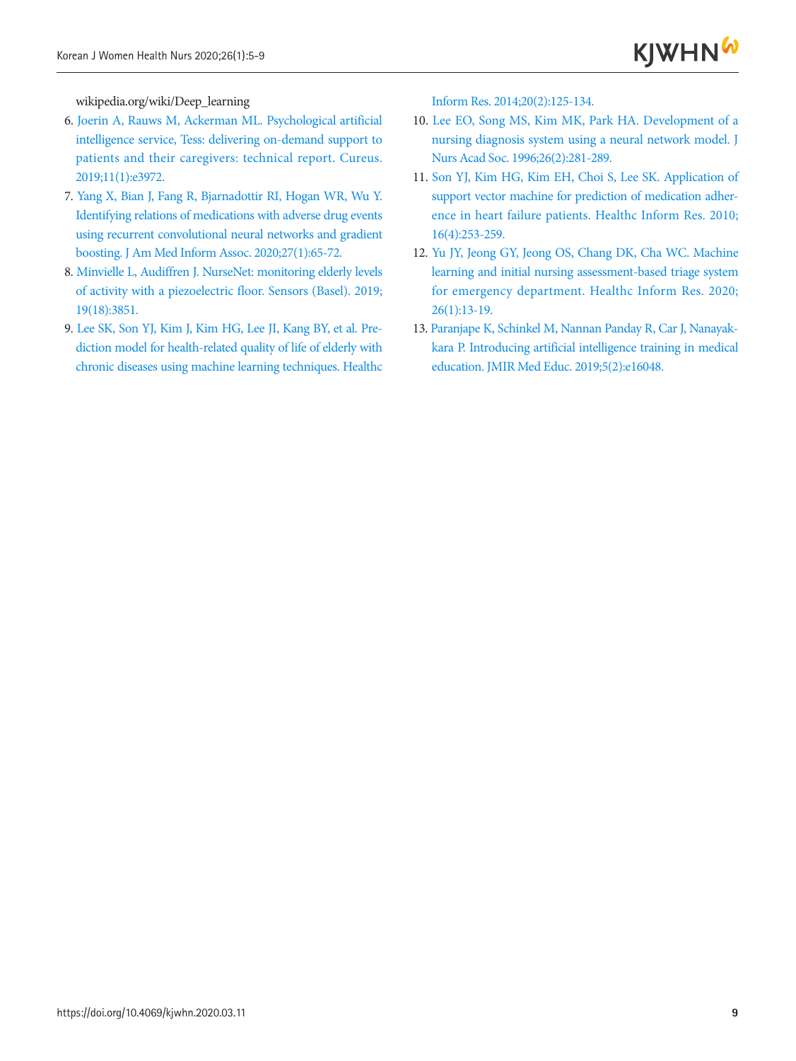wikipedia.org/wiki/Deep_learning

6. Joerin A, Rauws M, Ackerman ML. Psychological artificial intelligence service, Tess: delivering on-demand support to patients and their caregivers: technical report. Cureus. 2019;11(1):e3972.
7. Yang X, Bian J, Fang R, Bjarnadottir RI, Hogan WR, Wu Y. Identifying relations of medications with adverse drug events using recurrent convolutional neural networks and gradient boosting. J Am Med Inform Assoc. 2020;27(1):65-72.
8. Minvielle L, Audiffren J. NurseNet: monitoring elderly levels of activity with a piezoelectric floor. Sensors (Basel). 2019; 19(18):3851.
9. Lee SK, Son YJ, Kim J, Kim HG, Lee JI, Kang BY, et al. Prediction model for health-related quality of life of elderly with chronic diseases using machine learning techniques. Healthc Inform Res. 2014;20(2):125-134.
10. Lee EO, Song MS, Kim MK, Park HA. Development of a nursing diagnosis system using a neural network model. J Nurs Acad Soc. 1996;26(2):281-289.
11. Son YJ, Kim HG, Kim EH, Choi S, Lee SK. Application of support vector machine for prediction of medication adherence in heart failure patients. Healthc Inform Res. 2010; 16(4):253-259.
12. Yu JY, Jeong GY, Jeong OS, Chang DK, Cha WC. Machine learning and initial nursing assessment-based triage system for emergency department. Healthc Inform Res. 2020; 26(1):13-19.
13. Paranjape K, Schinkel M, Nannan Panday R, Car J, Nanayakkara P. Introducing artificial intelligence training in medical education. JMIR Med Educ. 2019;5(2):e16048.